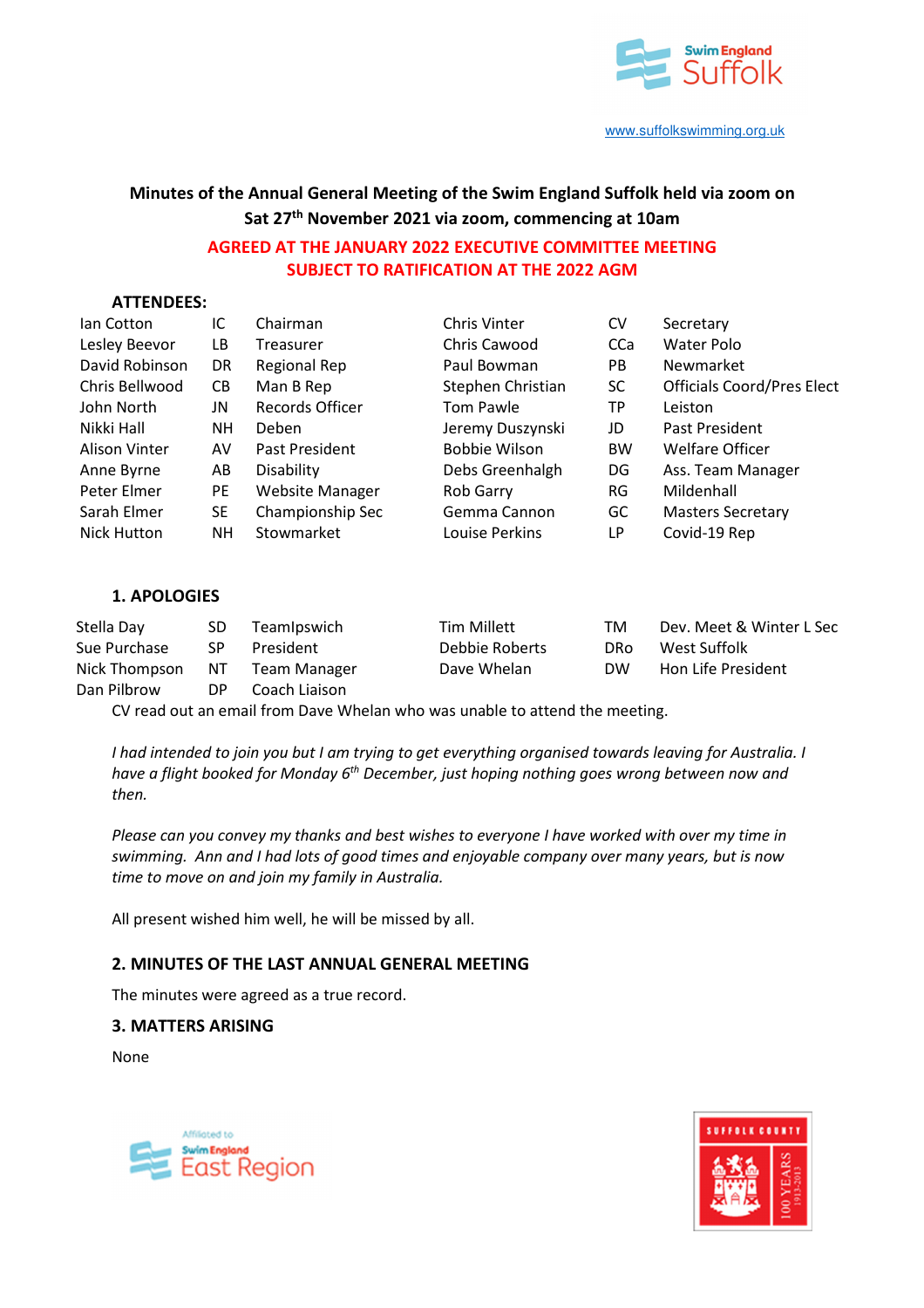www.suffolkswimming.org.uk

# Minutes of the Annual General Meeting of the Swim England Suffolk held via zoom on Sat 27th November 2021 via zoom, commencing at 10am

**AGREED AT THE JANUARY 2022 EXECUTIVE COMMITTEE MEETING SUBJECT TO RATIFICATION AT THE 2022 AGM**

**ATTENDEES:**

| | | | | | |
|---|---|---|---|---|---|
| Ian Cotton | IC | Chairman | Chris Vinter | CV | Secretary |
| Lesley Beevor | LB | Treasurer | Chris Cawood | CCa | Water Polo |
| David Robinson | DR | Regional Rep | Paul Bowman | PB | Newmarket |
| Chris Bellwood | CB | Man B Rep | Stephen Christian | SC | Officials Coord/Pres Elect |
| John North | JN | Records Officer | Tom Pawle | TP | Leiston |
| Nikki Hall | NH | Deben | Jeremy Duszynski | JD | Past President |
| Alison Vinter | AV | Past President | Bobbie Wilson | BW | Welfare Officer |
| Anne Byrne | AB | Disability | Debs Greenhalgh | DG | Ass. Team Manager |
| Peter Elmer | PE | Website Manager | Rob Garry | RG | Mildenhall |
| Sarah Elmer | SE | Championship Sec | Gemma Cannon | GC | Masters Secretary |
| Nick Hutton | NH | Stowmarket | Louise Perkins | LP | Covid-19 Rep |

## 1. APOLOGIES

| | | | | | |
|---|---|---|---|---|---|
| Stella Day | SD | TeamIpswich | Tim Millett | TM | Dev. Meet & Winter L Sec |
| Sue Purchase | SP | President | Debbie Roberts | DRo | West Suffolk |
| Nick Thompson | NT | Team Manager | Dave Whelan | DW | Hon Life President |
| Dan Pilbrow | DP | Coach Liaison | | | |

CV read out an email from Dave Whelan who was unable to attend the meeting.

*I had intended to join you but I am trying to get everything organised towards leaving for Australia. I have a flight booked for Monday 6th December, just hoping nothing goes wrong between now and then.*

*Please can you convey my thanks and best wishes to everyone I have worked with over my time in swimming. Ann and I had lots of good times and enjoyable company over many years, but is now time to move on and join my family in Australia.*

All present wished him well, he will be missed by all.

## 2. MINUTES OF THE LAST ANNUAL GENERAL MEETING

The minutes were agreed as a true record.

## 3. MATTERS ARISING

None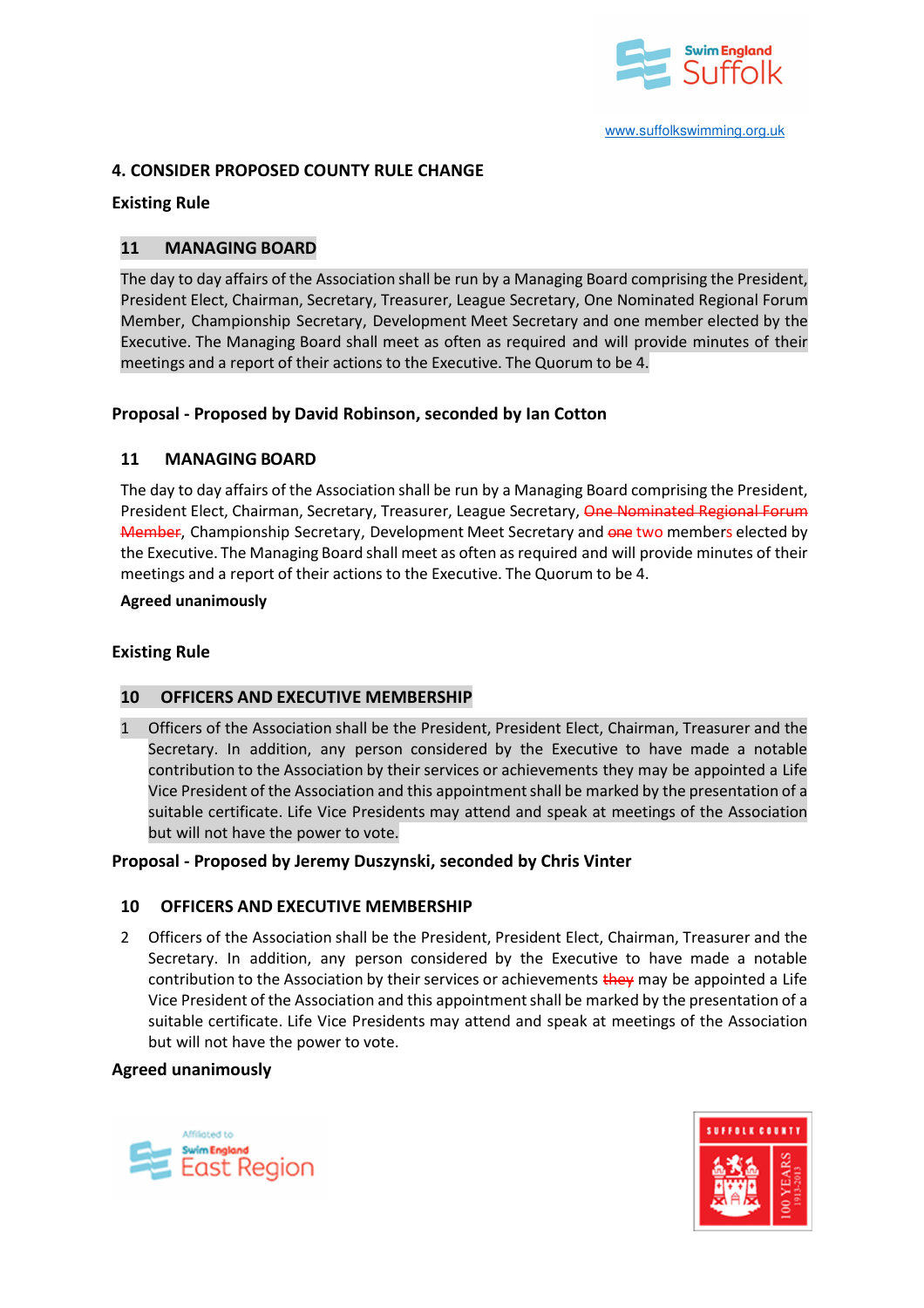www.suffolkswimming.org.uk

## 4. CONSIDER PROPOSED COUNTY RULE CHANGE

**Existing Rule**

**11 MANAGING BOARD**

The day to day affairs of the Association shall be run by a Managing Board comprising the President, President Elect, Chairman, Secretary, Treasurer, League Secretary, One Nominated Regional Forum Member, Championship Secretary, Development Meet Secretary and one member elected by the Executive. The Managing Board shall meet as often as required and will provide minutes of their meetings and a report of their actions to the Executive. The Quorum to be 4.

**Proposal - Proposed by David Robinson, seconded by Ian Cotton**

**11 MANAGING BOARD**

The day to day affairs of the Association shall be run by a Managing Board comprising the President, President Elect, Chairman, Secretary, Treasurer, League Secretary, ~~One Nominated Regional Forum Member~~, Championship Secretary, Development Meet Secretary and ~~one~~ two members elected by the Executive. The Managing Board shall meet as often as required and will provide minutes of their meetings and a report of their actions to the Executive. The Quorum to be 4.

**Agreed unanimously**

**Existing Rule**

**10 OFFICERS AND EXECUTIVE MEMBERSHIP**

1 Officers of the Association shall be the President, President Elect, Chairman, Treasurer and the Secretary. In addition, any person considered by the Executive to have made a notable contribution to the Association by their services or achievements they may be appointed a Life Vice President of the Association and this appointment shall be marked by the presentation of a suitable certificate. Life Vice Presidents may attend and speak at meetings of the Association but will not have the power to vote.

**Proposal - Proposed by Jeremy Duszynski, seconded by Chris Vinter**

**10 OFFICERS AND EXECUTIVE MEMBERSHIP**

2 Officers of the Association shall be the President, President Elect, Chairman, Treasurer and the Secretary. In addition, any person considered by the Executive to have made a notable contribution to the Association by their services or achievements ~~they~~ may be appointed a Life Vice President of the Association and this appointment shall be marked by the presentation of a suitable certificate. Life Vice Presidents may attend and speak at meetings of the Association but will not have the power to vote.

**Agreed unanimously**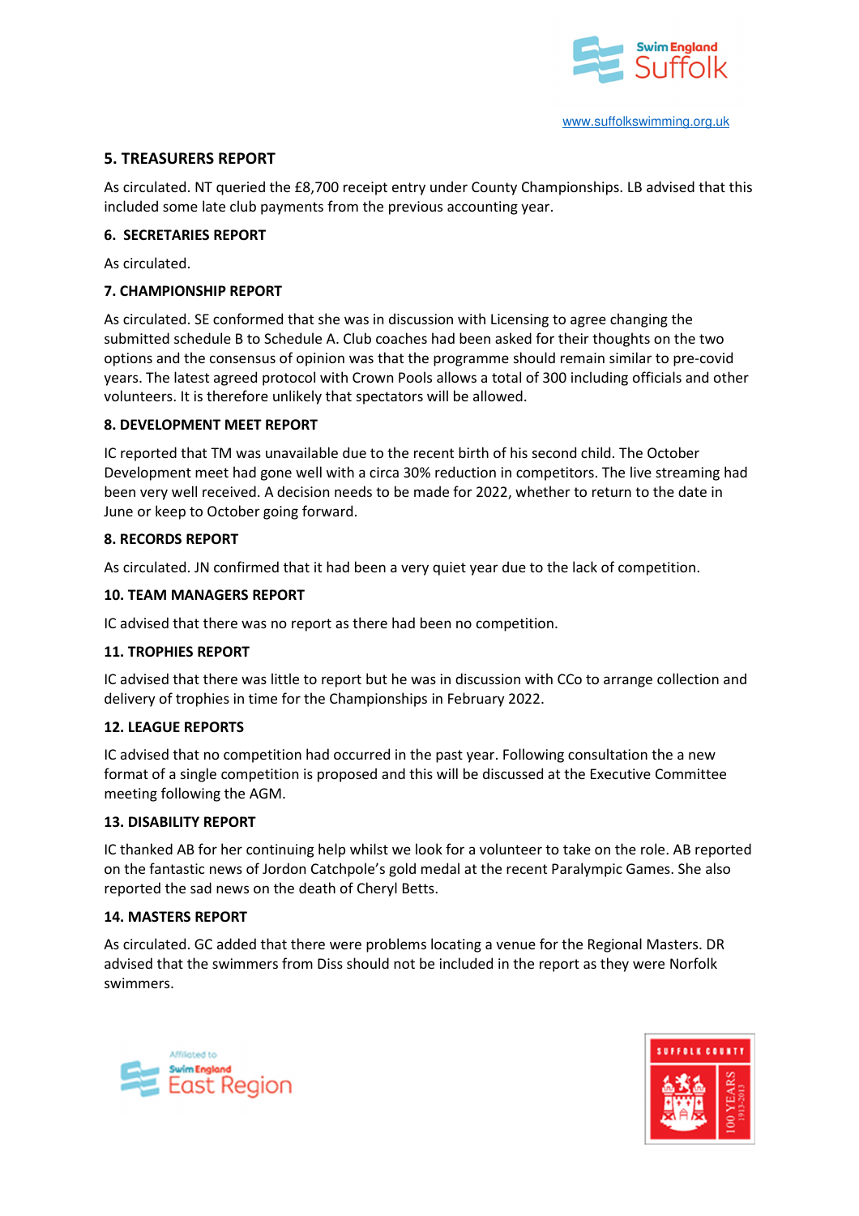## 5. TREASURERS REPORT

As circulated. NT queried the £8,700 receipt entry under County Championships. LB advised that this included some late club payments from the previous accounting year.

## 6. SECRETARIES REPORT

As circulated.

## 7. CHAMPIONSHIP REPORT

As circulated. SE conformed that she was in discussion with Licensing to agree changing the submitted schedule B to Schedule A. Club coaches had been asked for their thoughts on the two options and the consensus of opinion was that the programme should remain similar to pre-covid years. The latest agreed protocol with Crown Pools allows a total of 300 including officials and other volunteers. It is therefore unlikely that spectators will be allowed.

## 8. DEVELOPMENT MEET REPORT

IC reported that TM was unavailable due to the recent birth of his second child. The October Development meet had gone well with a circa 30% reduction in competitors. The live streaming had been very well received. A decision needs to be made for 2022, whether to return to the date in June or keep to October going forward.

## 8. RECORDS REPORT

As circulated. JN confirmed that it had been a very quiet year due to the lack of competition.

## 10. TEAM MANAGERS REPORT

IC advised that there was no report as there had been no competition.

## 11. TROPHIES REPORT

IC advised that there was little to report but he was in discussion with CCo to arrange collection and delivery of trophies in time for the Championships in February 2022.

## 12. LEAGUE REPORTS

IC advised that no competition had occurred in the past year. Following consultation the a new format of a single competition is proposed and this will be discussed at the Executive Committee meeting following the AGM.

## 13. DISABILITY REPORT

IC thanked AB for her continuing help whilst we look for a volunteer to take on the role. AB reported on the fantastic news of Jordon Catchpole's gold medal at the recent Paralympic Games. She also reported the sad news on the death of Cheryl Betts.

## 14. MASTERS REPORT

As circulated. GC added that there were problems locating a venue for the Regional Masters. DR advised that the swimmers from Diss should not be included in the report as they were Norfolk swimmers.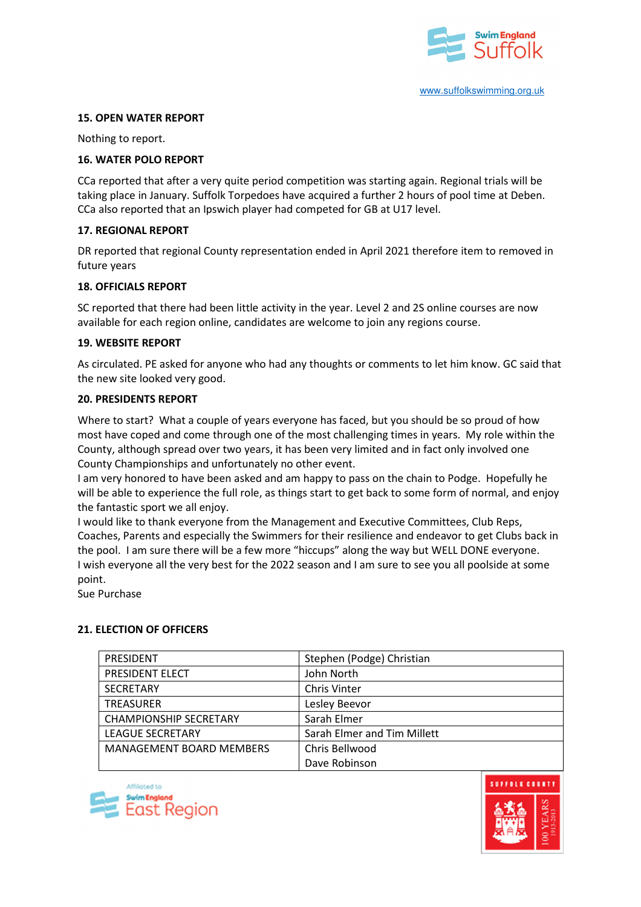### 15. OPEN WATER REPORT

Nothing to report.

### 16. WATER POLO REPORT

CCa reported that after a very quite period competition was starting again. Regional trials will be taking place in January. Suffolk Torpedoes have acquired a further 2 hours of pool time at Deben. CCa also reported that an Ipswich player had competed for GB at U17 level.

### 17. REGIONAL REPORT

DR reported that regional County representation ended in April 2021 therefore item to removed in future years

### 18. OFFICIALS REPORT

SC reported that there had been little activity in the year. Level 2 and 2S online courses are now available for each region online, candidates are welcome to join any regions course.

### 19. WEBSITE REPORT

As circulated. PE asked for anyone who had any thoughts or comments to let him know. GC said that the new site looked very good.

### 20. PRESIDENTS REPORT

Where to start? What a couple of years everyone has faced, but you should be so proud of how most have coped and come through one of the most challenging times in years. My role within the County, although spread over two years, it has been very limited and in fact only involved one County Championships and unfortunately no other event.
I am very honored to have been asked and am happy to pass on the chain to Podge. Hopefully he will be able to experience the full role, as things start to get back to some form of normal, and enjoy the fantastic sport we all enjoy.
I would like to thank everyone from the Management and Executive Committees, Club Reps, Coaches, Parents and especially the Swimmers for their resilience and endeavor to get Clubs back in the pool. I am sure there will be a few more "hiccups" along the way but WELL DONE everyone.
I wish everyone all the very best for the 2022 season and I am sure to see you all poolside at some point.
Sue Purchase

### 21. ELECTION OF OFFICERS

| | |
|---|---|
| PRESIDENT | Stephen (Podge) Christian |
| PRESIDENT ELECT | John North |
| SECRETARY | Chris Vinter |
| TREASURER | Lesley Beevor |
| CHAMPIONSHIP SECRETARY | Sarah Elmer |
| LEAGUE SECRETARY | Sarah Elmer and Tim Millett |
| MANAGEMENT BOARD MEMBERS | Chris Bellwood<br>Dave Robinson |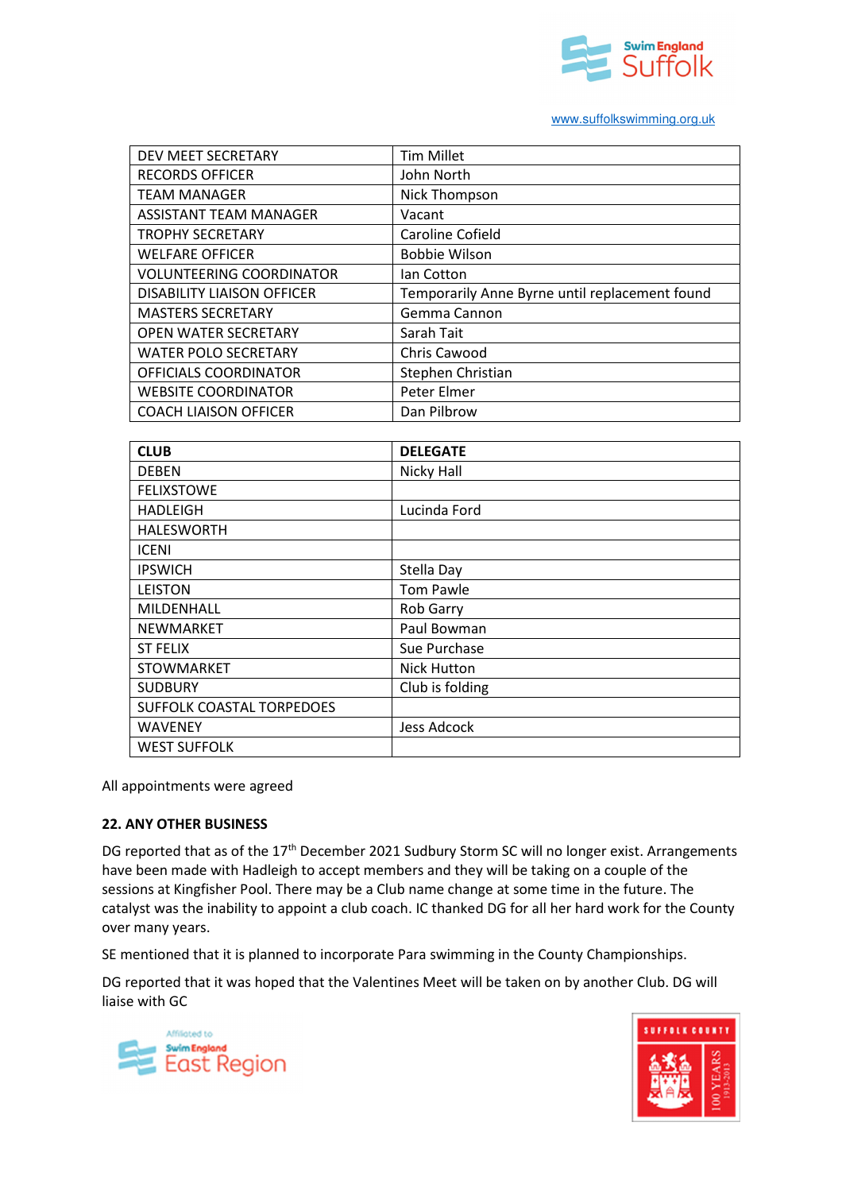| DEV MEET SECRETARY | Tim Millet |
|---|---|
| RECORDS OFFICER | John North |
| TEAM MANAGER | Nick Thompson |
| ASSISTANT TEAM MANAGER | Vacant |
| TROPHY SECRETARY | Caroline Cofield |
| WELFARE OFFICER | Bobbie Wilson |
| VOLUNTEERING COORDINATOR | Ian Cotton |
| DISABILITY LIAISON OFFICER | Temporarily Anne Byrne until replacement found |
| MASTERS SECRETARY | Gemma Cannon |
| OPEN WATER SECRETARY | Sarah Tait |
| WATER POLO SECRETARY | Chris Cawood |
| OFFICIALS COORDINATOR | Stephen Christian |
| WEBSITE COORDINATOR | Peter Elmer |
| COACH LIAISON OFFICER | Dan Pilbrow |

| CLUB | DELEGATE |
|---|---|
| DEBEN | Nicky Hall |
| FELIXSTOWE | |
| HADLEIGH | Lucinda Ford |
| HALESWORTH | |
| ICENI | |
| IPSWICH | Stella Day |
| LEISTON | Tom Pawle |
| MILDENHALL | Rob Garry |
| NEWMARKET | Paul Bowman |
| ST FELIX | Sue Purchase |
| STOWMARKET | Nick Hutton |
| SUDBURY | Club is folding |
| SUFFOLK COASTAL TORPEDOES | |
| WAVENEY | Jess Adcock |
| WEST SUFFOLK | |

All appointments were agreed

**22. ANY OTHER BUSINESS**

DG reported that as of the 17th December 2021 Sudbury Storm SC will no longer exist. Arrangements have been made with Hadleigh to accept members and they will be taking on a couple of the sessions at Kingfisher Pool. There may be a Club name change at some time in the future. The catalyst was the inability to appoint a club coach. IC thanked DG for all her hard work for the County over many years.

SE mentioned that it is planned to incorporate Para swimming in the County Championships.

DG reported that it was hoped that the Valentines Meet will be taken on by another Club. DG will liaise with GC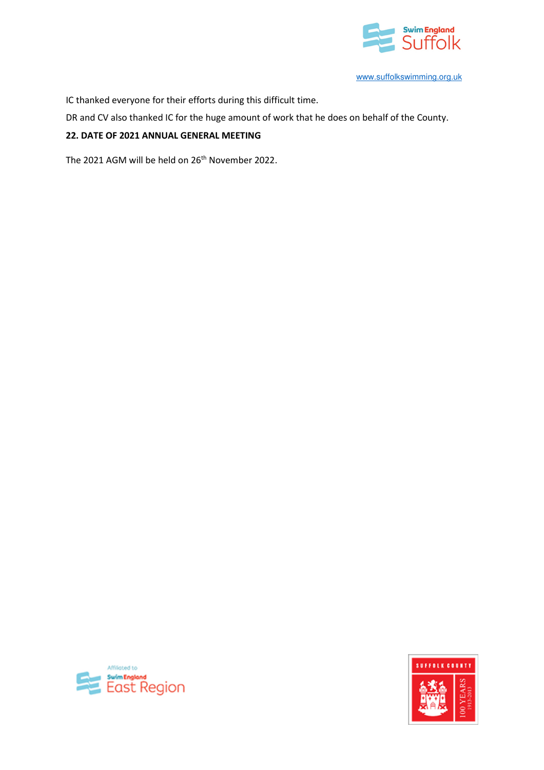IC thanked everyone for their efforts during this difficult time.

DR and CV also thanked IC for the huge amount of work that he does on behalf of the County.

**22. DATE OF 2021 ANNUAL GENERAL MEETING**

The 2021 AGM will be held on 26th November 2022.